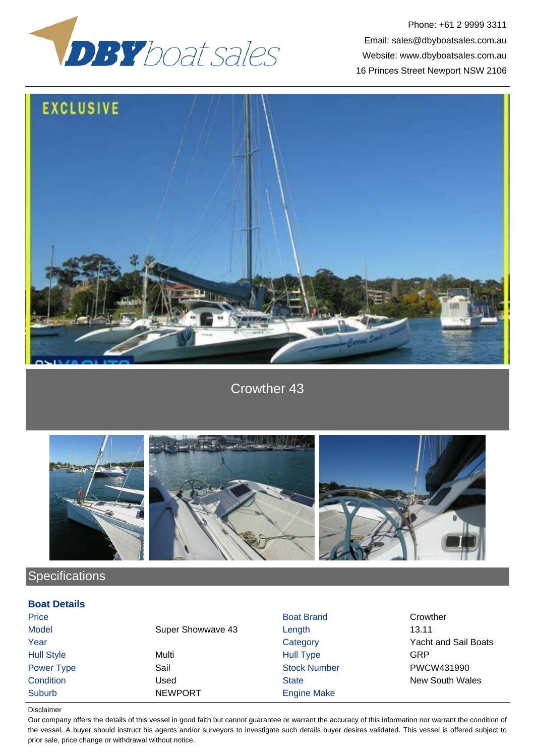Phone: +61 2 9999 3311
Email: sales@dbyboatsales.com.au
Website: www.dbyboatsales.com.au
16 Princes Street Newport NSW 2106

# Crowther 43

## Specifications

### Boat Details

| | | | |
|---|---|---|---|
| Price | | Boat Brand | Crowther |
| Model | Super Showwave 43 | Length | 13.11 |
| Year | | Category | Yacht and Sail Boats |
| Hull Style | Multi | Hull Type | GRP |
| Power Type | Sail | Stock Number | PWCW431990 |
| Condition | Used | State | New South Wales |
| Suburb | NEWPORT | Engine Make | |

Disclaimer

Our company offers the details of this vessel in good faith but cannot guarantee or warrant the accuracy of this information nor warrant the condition of the vessel. A buyer should instruct his agents and/or surveyors to investigate such details buyer desires validated. This vessel is offered subject to prior sale, price change or withdrawal without notice.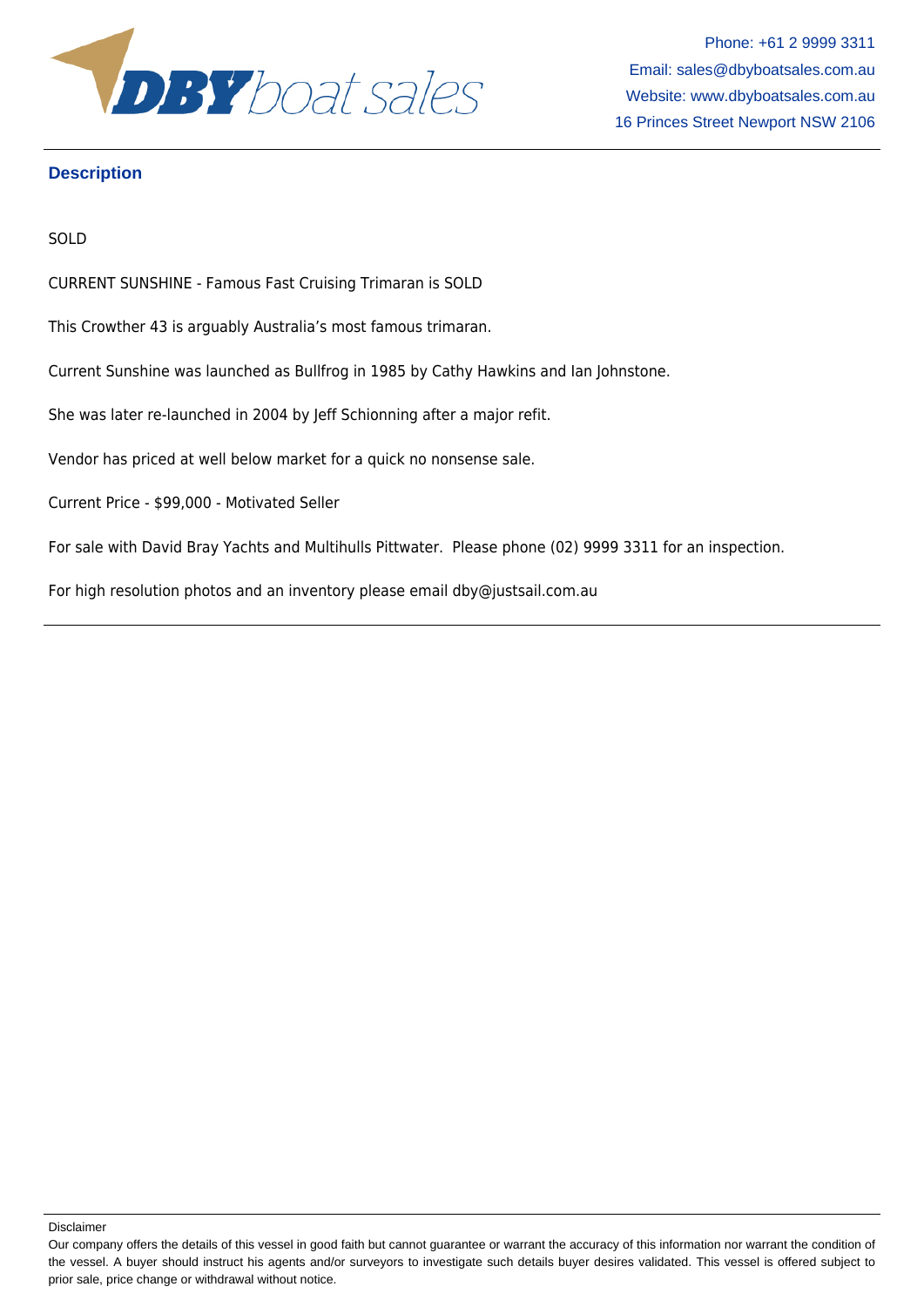## Description

SOLD

CURRENT SUNSHINE - Famous Fast Cruising Trimaran is SOLD

This Crowther 43 is arguably Australia's most famous trimaran.

Current Sunshine was launched as Bullfrog in 1985 by Cathy Hawkins and Ian Johnstone.

She was later re-launched in 2004 by Jeff Schionning after a major refit.

Vendor has priced at well below market for a quick no nonsense sale.

Current Price - $99,000 - Motivated Seller

For sale with David Bray Yachts and Multihulls Pittwater.  Please phone (02) 9999 3311 for an inspection.

For high resolution photos and an inventory please email dby@justsail.com.au

---

Disclaimer

Our company offers the details of this vessel in good faith but cannot guarantee or warrant the accuracy of this information nor warrant the condition of the vessel. A buyer should instruct his agents and/or surveyors to investigate such details buyer desires validated. This vessel is offered subject to prior sale, price change or withdrawal without notice.